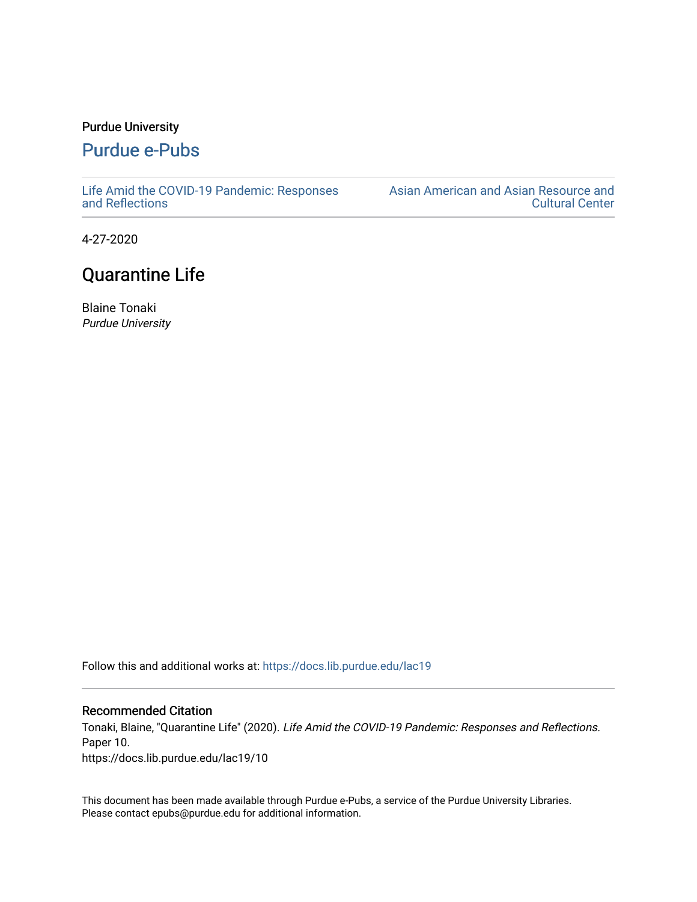Purdue University

# Purdue e-Pubs

Life Amid the COVID-19 Pandemic: Responses and Reflections

Asian American and Asian Resource and Cultural Center

4-27-2020

## Quarantine Life

Blaine Tonaki

*Purdue University*

Follow this and additional works at: https://docs.lib.purdue.edu/lac19

### Recommended Citation

Tonaki, Blaine, "Quarantine Life" (2020). *Life Amid the COVID-19 Pandemic: Responses and Reflections.* Paper 10.

https://docs.lib.purdue.edu/lac19/10

This document has been made available through Purdue e-Pubs, a service of the Purdue University Libraries. Please contact epubs@purdue.edu for additional information.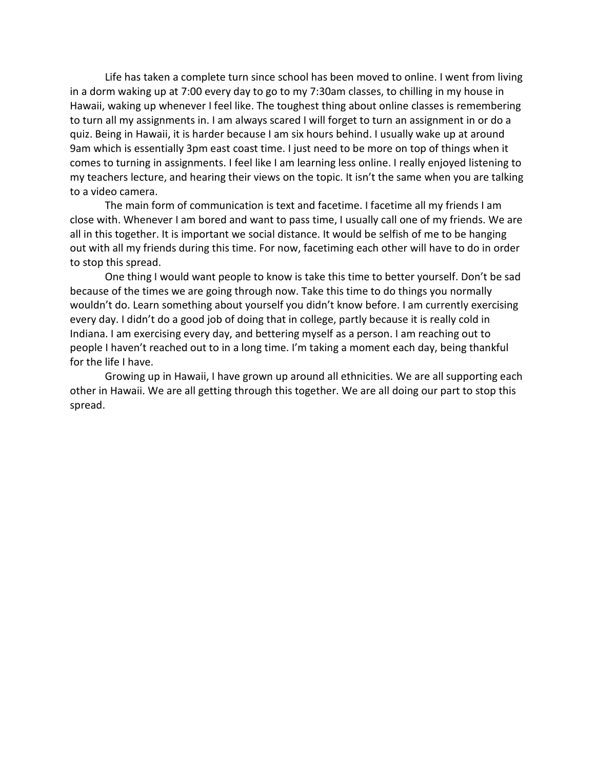Life has taken a complete turn since school has been moved to online. I went from living in a dorm waking up at 7:00 every day to go to my 7:30am classes, to chilling in my house in Hawaii, waking up whenever I feel like. The toughest thing about online classes is remembering to turn all my assignments in. I am always scared I will forget to turn an assignment in or do a quiz. Being in Hawaii, it is harder because I am six hours behind. I usually wake up at around 9am which is essentially 3pm east coast time. I just need to be more on top of things when it comes to turning in assignments. I feel like I am learning less online. I really enjoyed listening to my teachers lecture, and hearing their views on the topic. It isn't the same when you are talking to a video camera.

The main form of communication is text and facetime. I facetime all my friends I am close with. Whenever I am bored and want to pass time, I usually call one of my friends. We are all in this together. It is important we social distance. It would be selfish of me to be hanging out with all my friends during this time. For now, facetiming each other will have to do in order to stop this spread.

One thing I would want people to know is take this time to better yourself. Don't be sad because of the times we are going through now. Take this time to do things you normally wouldn't do. Learn something about yourself you didn't know before. I am currently exercising every day. I didn't do a good job of doing that in college, partly because it is really cold in Indiana. I am exercising every day, and bettering myself as a person. I am reaching out to people I haven't reached out to in a long time. I'm taking a moment each day, being thankful for the life I have.

Growing up in Hawaii, I have grown up around all ethnicities. We are all supporting each other in Hawaii. We are all getting through this together. We are all doing our part to stop this spread.